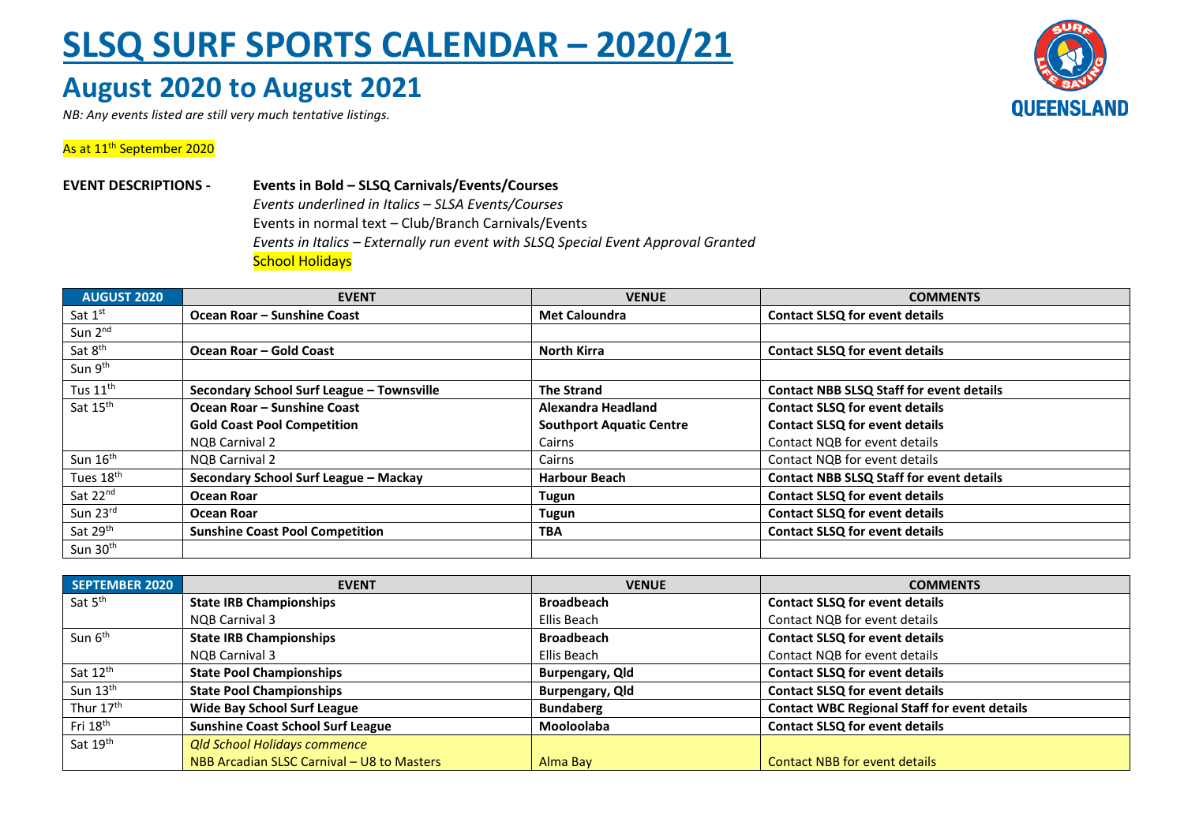# SLSQ SURF SPORTS CALENDAR – 2020/21

## August 2020 to August 2021

*NB: Any events listed are still very much tentative listings.*

As at 11th September 2020

**EVENT DESCRIPTIONS -**

**Events in Bold – SLSQ Carnivals/Events/Courses**
*Events underlined in Italics – SLSA Events/Courses*
Events in normal text – Club/Branch Carnivals/Events
*Events in Italics – Externally run event with SLSQ Special Event Approval Granted*
School Holidays

| AUGUST 2020 | EVENT | VENUE | COMMENTS |
|---|---|---|---|
| Sat 1st | **Ocean Roar – Sunshine Coast** | **Met Caloundra** | **Contact SLSQ for event details** |
| Sun 2nd | | | |
| Sat 8th | **Ocean Roar – Gold Coast** | **North Kirra** | **Contact SLSQ for event details** |
| Sun 9th | | | |
| Tus 11th | **Secondary School Surf League – Townsville** | **The Strand** | **Contact NBB SLSQ Staff for event details** |
| Sat 15th | **Ocean Roar – Sunshine Coast** | **Alexandra Headland** | **Contact SLSQ for event details** |
| | **Gold Coast Pool Competition** | **Southport Aquatic Centre** | **Contact SLSQ for event details** |
| | NQB Carnival 2 | Cairns | Contact NQB for event details |
| Sun 16th | NQB Carnival 2 | Cairns | Contact NQB for event details |
| Tues 18th | **Secondary School Surf League – Mackay** | **Harbour Beach** | **Contact NBB SLSQ Staff for event details** |
| Sat 22nd | **Ocean Roar** | **Tugun** | **Contact SLSQ for event details** |
| Sun 23rd | **Ocean Roar** | **Tugun** | **Contact SLSQ for event details** |
| Sat 29th | **Sunshine Coast Pool Competition** | **TBA** | **Contact SLSQ for event details** |
| Sun 30th | | | |

| SEPTEMBER 2020 | EVENT | VENUE | COMMENTS |
|---|---|---|---|
| Sat 5th | **State IRB Championships** | **Broadbeach** | **Contact SLSQ for event details** |
| | NQB Carnival 3 | Ellis Beach | Contact NQB for event details |
| Sun 6th | **State IRB Championships** | **Broadbeach** | **Contact SLSQ for event details** |
| | NQB Carnival 3 | Ellis Beach | Contact NQB for event details |
| Sat 12th | **State Pool Championships** | **Burpengary, Qld** | **Contact SLSQ for event details** |
| Sun 13th | **State Pool Championships** | **Burpengary, Qld** | **Contact SLSQ for event details** |
| Thur 17th | **Wide Bay School Surf League** | **Bundaberg** | **Contact WBC Regional Staff for event details** |
| Fri 18th | **Sunshine Coast School Surf League** | **Mooloolaba** | **Contact SLSQ for event details** |
| Sat 19th | *Qld School Holidays commence* | | |
| | NBB Arcadian SLSC Carnival – U8 to Masters | Alma Bay | Contact NBB for event details |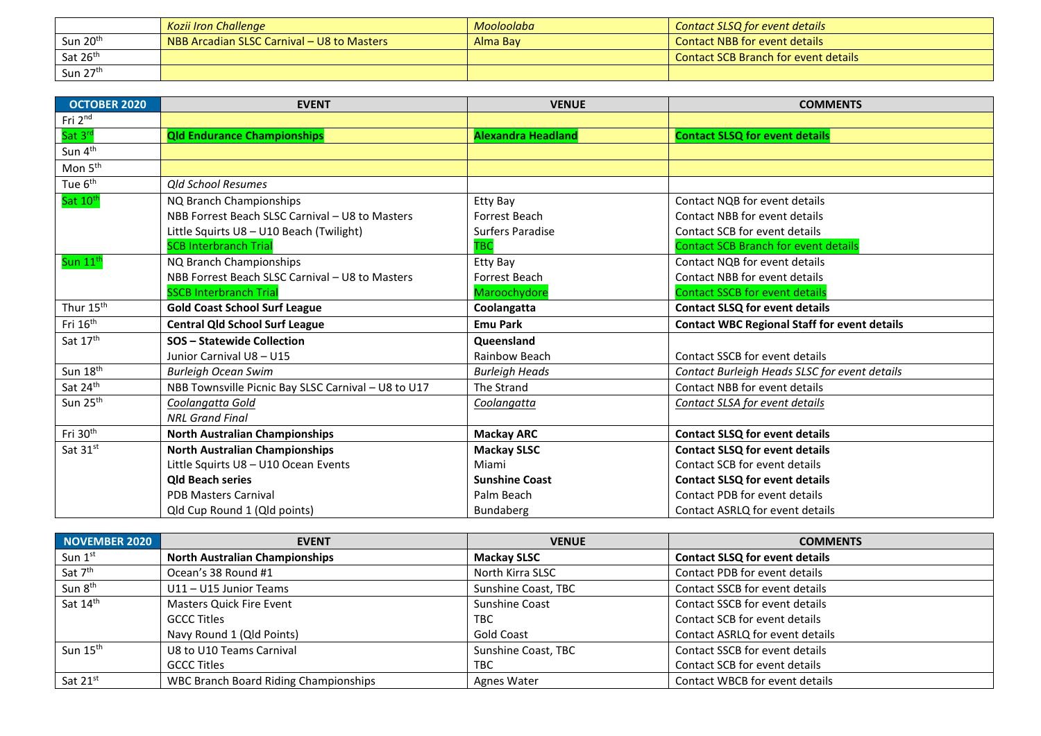|  | EVENT | VENUE | COMMENTS |
|---|---|---|---|
|  | *Kozii Iron Challenge* | *Mooloolaba* | *Contact SLSQ for event details* |
| Sun 20th | NBB Arcadian SLSC Carnival – U8 to Masters | Alma Bay | Contact NBB for event details |
| Sat 26th |  |  | Contact SCB Branch for event details |
| Sun 27th |  |  |  |

| OCTOBER 2020 | EVENT | VENUE | COMMENTS |
|---|---|---|---|
| Fri 2nd |  |  |  |
| Sat 3rd | **Qld Endurance Championships** | **Alexandra Headland** | **Contact SLSQ for event details** |
| Sun 4th |  |  |  |
| Mon 5th |  |  |  |
| Tue 6th | *Qld School Resumes* |  |  |
| Sat 10th | NQ Branch Championships | Etty Bay | Contact NQB for event details |
|  | NBB Forrest Beach SLSC Carnival – U8 to Masters | Forrest Beach | Contact NBB for event details |
|  | Little Squirts U8 – U10 Beach (Twilight) | Surfers Paradise | Contact SCB for event details |
|  | SCB Interbranch Trial | TBC | Contact SCB Branch for event details |
| Sun 11th | NQ Branch Championships | Etty Bay | Contact NQB for event details |
|  | NBB Forrest Beach SLSC Carnival – U8 to Masters | Forrest Beach | Contact NBB for event details |
|  | SSCB Interbranch Trial | Maroochydore | Contact SSCB for event details |
| Thur 15th | **Gold Coast School Surf League** | **Coolangatta** | **Contact SLSQ for event details** |
| Fri 16th | **Central Qld School Surf League** | **Emu Park** | **Contact WBC Regional Staff for event details** |
| Sat 17th | **SOS – Statewide Collection** | **Queensland** |  |
|  | Junior Carnival U8 – U15 | Rainbow Beach | Contact SSCB for event details |
| Sun 18th | *Burleigh Ocean Swim* | *Burleigh Heads* | *Contact Burleigh Heads SLSC for event details* |
| Sat 24th | NBB Townsville Picnic Bay SLSC Carnival – U8 to U17 | The Strand | Contact NBB for event details |
| Sun 25th | *Coolangatta Gold* | *Coolangatta* | *Contact SLSA for event details* |
|  | *NRL Grand Final* |  |  |
| Fri 30th | **North Australian Championships** | **Mackay ARC** | **Contact SLSQ for event details** |
| Sat 31st | **North Australian Championships** | **Mackay SLSC** | **Contact SLSQ for event details** |
|  | Little Squirts U8 – U10 Ocean Events | Miami | Contact SCB for event details |
|  | **Qld Beach series** | **Sunshine Coast** | **Contact SLSQ for event details** |
|  | PDB Masters Carnival | Palm Beach | Contact PDB for event details |
|  | Qld Cup Round 1 (Qld points) | Bundaberg | Contact ASRLQ for event details |

| NOVEMBER 2020 | EVENT | VENUE | COMMENTS |
|---|---|---|---|
| Sun 1st | **North Australian Championships** | **Mackay SLSC** | **Contact SLSQ for event details** |
| Sat 7th | Ocean's 38 Round #1 | North Kirra SLSC | Contact PDB for event details |
| Sun 8th | U11 – U15 Junior Teams | Sunshine Coast, TBC | Contact SSCB for event details |
| Sat 14th | Masters Quick Fire Event | Sunshine Coast | Contact SSCB for event details |
|  | GCCC Titles | TBC | Contact SCB for event details |
|  | Navy Round 1 (Qld Points) | Gold Coast | Contact ASRLQ for event details |
| Sun 15th | U8 to U10 Teams Carnival | Sunshine Coast, TBC | Contact SSCB for event details |
|  | GCCC Titles | TBC | Contact SCB for event details |
| Sat 21st | WBC Branch Board Riding Championships | Agnes Water | Contact WBCB for event details |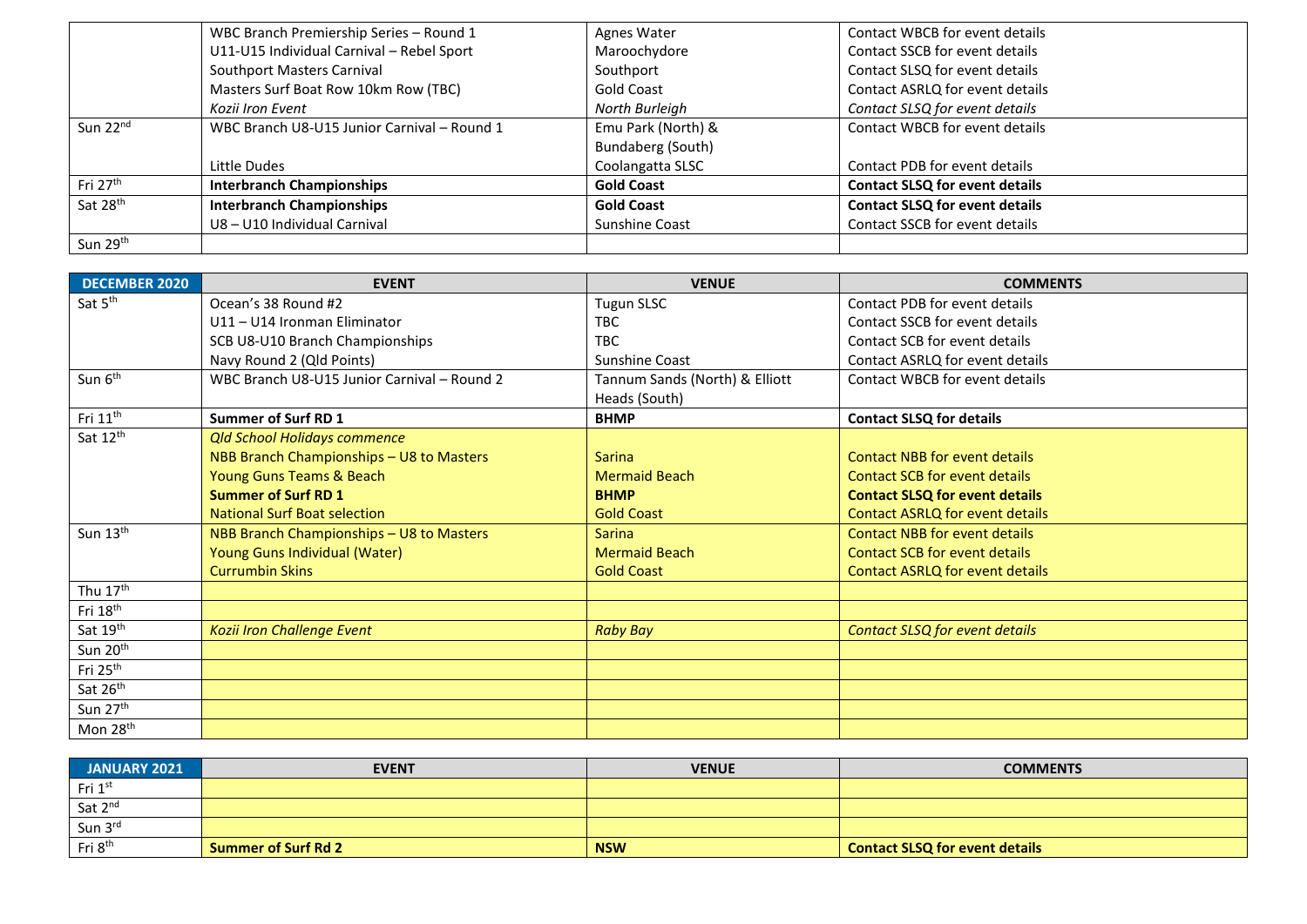| | | | |
|---|---|---|---|
| | WBC Branch Premiership Series – Round 1 | Agnes Water | Contact WBCB for event details |
| | U11-U15 Individual Carnival – Rebel Sport | Maroochydore | Contact SSCB for event details |
| | Southport Masters Carnival | Southport | Contact SLSQ for event details |
| | Masters Surf Boat Row 10km Row (TBC) | Gold Coast | Contact ASRLQ for event details |
| | *Kozii Iron Event* | *North Burleigh* | *Contact SLSQ for event details* |
| Sun 22nd | WBC Branch U8-U15 Junior Carnival – Round 1 | Emu Park (North) & Bundaberg (South) | Contact WBCB for event details |
| | Little Dudes | Coolangatta SLSC | Contact PDB for event details |
| Fri 27th | **Interbranch Championships** | **Gold Coast** | **Contact SLSQ for event details** |
| Sat 28th | **Interbranch Championships** | **Gold Coast** | **Contact SLSQ for event details** |
| | U8 – U10 Individual Carnival | Sunshine Coast | Contact SSCB for event details |
| Sun 29th | | | |

| DECEMBER 2020 | EVENT | VENUE | COMMENTS |
|---|---|---|---|
| Sat 5th | Ocean's 38 Round #2 | Tugun SLSC | Contact PDB for event details |
| | U11 – U14 Ironman Eliminator | TBC | Contact SSCB for event details |
| | SCB U8-U10 Branch Championships | TBC | Contact SCB for event details |
| | Navy Round 2 (Qld Points) | Sunshine Coast | Contact ASRLQ for event details |
| Sun 6th | WBC Branch U8-U15 Junior Carnival – Round 2 | Tannum Sands (North) & Elliott Heads (South) | Contact WBCB for event details |
| Fri 11th | **Summer of Surf RD 1** | **BHMP** | **Contact SLSQ for details** |
| Sat 12th | *Qld School Holidays commence* | | |
| | NBB Branch Championships – U8 to Masters | Sarina | Contact NBB for event details |
| | Young Guns Teams & Beach | Mermaid Beach | Contact SCB for event details |
| | **Summer of Surf RD 1** | **BHMP** | **Contact SLSQ for event details** |
| | National Surf Boat selection | Gold Coast | Contact ASRLQ for event details |
| Sun 13th | NBB Branch Championships – U8 to Masters | Sarina | Contact NBB for event details |
| | Young Guns Individual (Water) | Mermaid Beach | Contact SCB for event details |
| | Currumbin Skins | Gold Coast | Contact ASRLQ for event details |
| Thu 17th | | | |
| Fri 18th | | | |
| Sat 19th | *Kozii Iron Challenge Event* | *Raby Bay* | *Contact SLSQ for event details* |
| Sun 20th | | | |
| Fri 25th | | | |
| Sat 26th | | | |
| Sun 27th | | | |
| Mon 28th | | | |

| JANUARY 2021 | EVENT | VENUE | COMMENTS |
|---|---|---|---|
| Fri 1st | | | |
| Sat 2nd | | | |
| Sun 3rd | | | |
| Fri 8th | **Summer of Surf Rd 2** | **NSW** | **Contact SLSQ for event details** |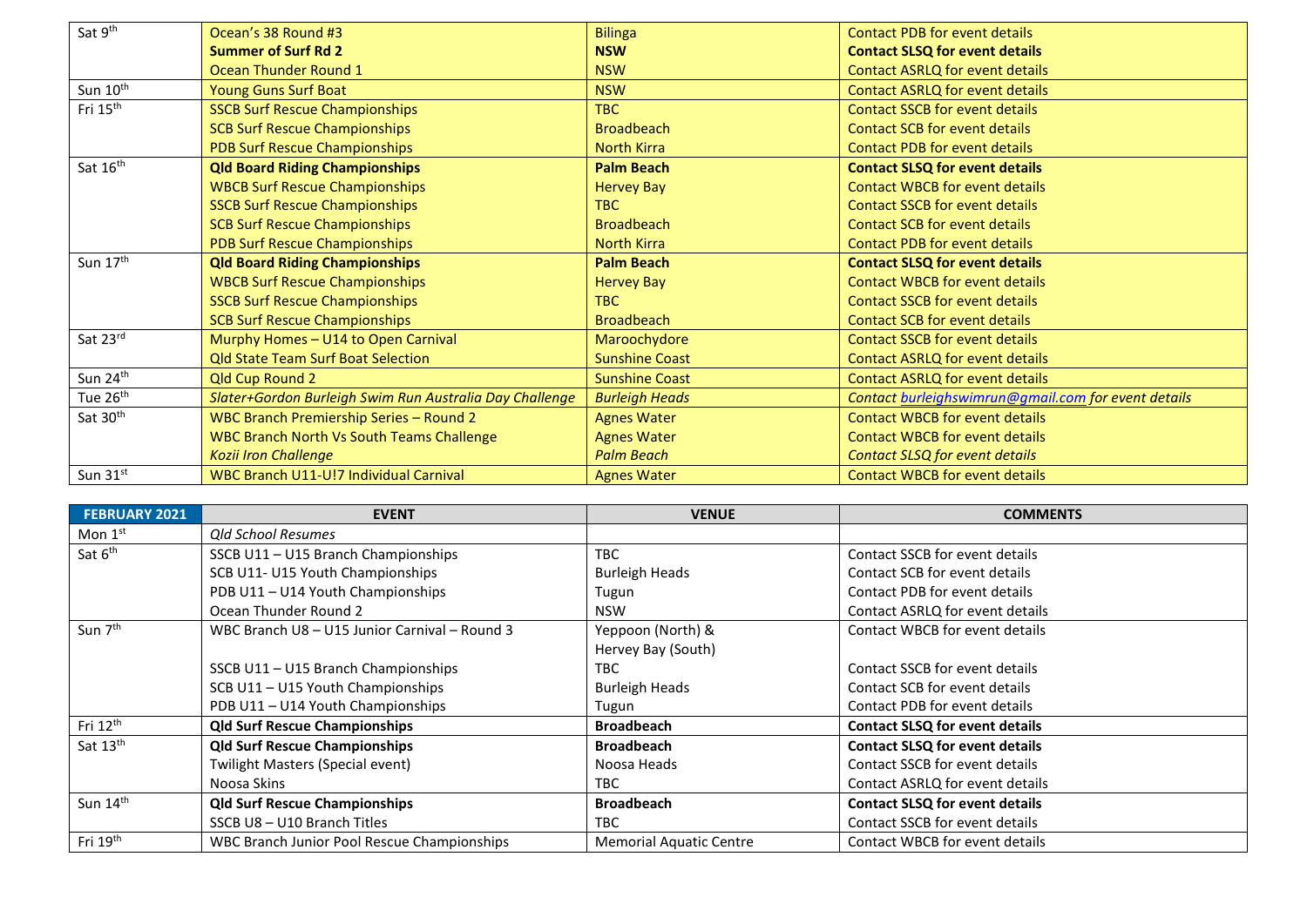| | | | |
|---|---|---|---|
| Sat 9th | Ocean's 38 Round #3 | Bilinga | Contact PDB for event details |
| | **Summer of Surf Rd 2** | **NSW** | **Contact SLSQ for event details** |
| | Ocean Thunder Round 1 | NSW | Contact ASRLQ for event details |
| Sun 10th | Young Guns Surf Boat | NSW | Contact ASRLQ for event details |
| Fri 15th | SSCB Surf Rescue Championships | TBC | Contact SSCB for event details |
| | SCB Surf Rescue Championships | Broadbeach | Contact SCB for event details |
| | PDB Surf Rescue Championships | North Kirra | Contact PDB for event details |
| Sat 16th | **Qld Board Riding Championships** | **Palm Beach** | **Contact SLSQ for event details** |
| | WBCB Surf Rescue Championships | Hervey Bay | Contact WBCB for event details |
| | SSCB Surf Rescue Championships | TBC | Contact SSCB for event details |
| | SCB Surf Rescue Championships | Broadbeach | Contact SCB for event details |
| | PDB Surf Rescue Championships | North Kirra | Contact PDB for event details |
| Sun 17th | **Qld Board Riding Championships** | **Palm Beach** | **Contact SLSQ for event details** |
| | WBCB Surf Rescue Championships | Hervey Bay | Contact WBCB for event details |
| | SSCB Surf Rescue Championships | TBC | Contact SSCB for event details |
| | SCB Surf Rescue Championships | Broadbeach | Contact SCB for event details |
| Sat 23rd | Murphy Homes – U14 to Open Carnival | Maroochydore | Contact SSCB for event details |
| | Qld State Team Surf Boat Selection | Sunshine Coast | Contact ASRLQ for event details |
| Sun 24th | Qld Cup Round 2 | Sunshine Coast | Contact ASRLQ for event details |
| Tue 26th | *Slater+Gordon Burleigh Swim Run Australia Day Challenge* | *Burleigh Heads* | *Contact burleighswimrun@gmail.com for event details* |
| Sat 30th | WBC Branch Premiership Series – Round 2 | Agnes Water | Contact WBCB for event details |
| | WBC Branch North Vs South Teams Challenge | Agnes Water | Contact WBCB for event details |
| | *Kozii Iron Challenge* | *Palm Beach* | *Contact SLSQ for event details* |
| Sun 31st | WBC Branch U11-U!7 Individual Carnival | Agnes Water | Contact WBCB for event details |

| FEBRUARY 2021 | EVENT | VENUE | COMMENTS |
|---|---|---|---|
| Mon 1st | *Qld School Resumes* | | |
| Sat 6th | SSCB U11 – U15 Branch Championships | TBC | Contact SSCB for event details |
| | SCB U11- U15 Youth Championships | Burleigh Heads | Contact SCB for event details |
| | PDB U11 – U14 Youth Championships | Tugun | Contact PDB for event details |
| | Ocean Thunder Round 2 | NSW | Contact ASRLQ for event details |
| Sun 7th | WBC Branch U8 – U15 Junior Carnival – Round 3 | Yeppoon (North) & Hervey Bay (South) | Contact WBCB for event details |
| | SSCB U11 – U15 Branch Championships | TBC | Contact SSCB for event details |
| | SCB U11 – U15 Youth Championships | Burleigh Heads | Contact SCB for event details |
| | PDB U11 – U14 Youth Championships | Tugun | Contact PDB for event details |
| Fri 12th | **Qld Surf Rescue Championships** | **Broadbeach** | **Contact SLSQ for event details** |
| Sat 13th | **Qld Surf Rescue Championships** | **Broadbeach** | **Contact SLSQ for event details** |
| | Twilight Masters (Special event) | Noosa Heads | Contact SSCB for event details |
| | Noosa Skins | TBC | Contact ASRLQ for event details |
| Sun 14th | **Qld Surf Rescue Championships** | **Broadbeach** | **Contact SLSQ for event details** |
| | SSCB U8 – U10 Branch Titles | TBC | Contact SSCB for event details |
| Fri 19th | WBC Branch Junior Pool Rescue Championships | Memorial Aquatic Centre | Contact WBCB for event details |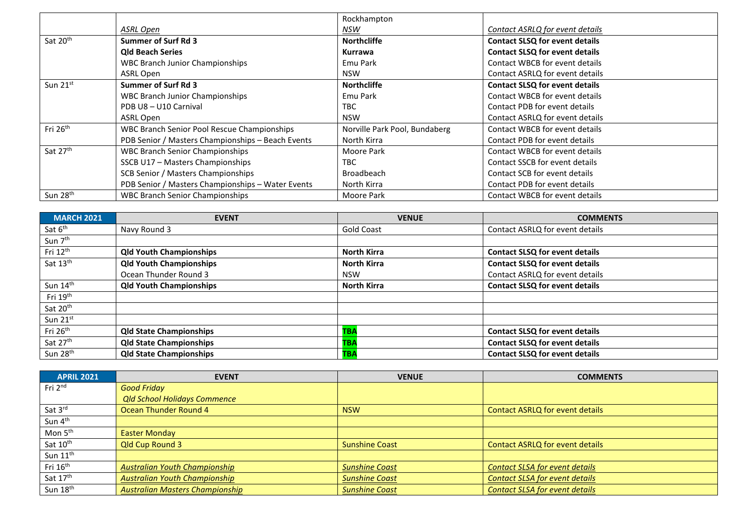| | | | |
|---|---|---|---|
| | *ASRL Open* | Rockhampton *NSW* | *Contact ASRLQ for event details* |
| Sat 20th | **Summer of Surf Rd 3** | **Northcliffe** | **Contact SLSQ for event details** |
| | **Qld Beach Series** | **Kurrawa** | **Contact SLSQ for event details** |
| | WBC Branch Junior Championships | Emu Park | Contact WBCB for event details |
| | ASRL Open | NSW | Contact ASRLQ for event details |
| Sun 21st | **Summer of Surf Rd 3** | **Northcliffe** | **Contact SLSQ for event details** |
| | WBC Branch Junior Championships | Emu Park | Contact WBCB for event details |
| | PDB U8 – U10 Carnival | TBC | Contact PDB for event details |
| | ASRL Open | NSW | Contact ASRLQ for event details |
| Fri 26th | WBC Branch Senior Pool Rescue Championships | Norville Park Pool, Bundaberg | Contact WBCB for event details |
| | PDB Senior / Masters Championships – Beach Events | North Kirra | Contact PDB for event details |
| Sat 27th | WBC Branch Senior Championships | Moore Park | Contact WBCB for event details |
| | SSCB U17 – Masters Championships | TBC | Contact SSCB for event details |
| | SCB Senior / Masters Championships | Broadbeach | Contact SCB for event details |
| | PDB Senior / Masters Championships – Water Events | North Kirra | Contact PDB for event details |
| Sun 28th | WBC Branch Senior Championships | Moore Park | Contact WBCB for event details |

| MARCH 2021 | EVENT | VENUE | COMMENTS |
|---|---|---|---|
| Sat 6th | Navy Round 3 | Gold Coast | Contact ASRLQ for event details |
| Sun 7th | | | |
| Fri 12th | **Qld Youth Championships** | **North Kirra** | **Contact SLSQ for event details** |
| Sat 13th | **Qld Youth Championships** | **North Kirra** | **Contact SLSQ for event details** |
| | Ocean Thunder Round 3 | NSW | Contact ASRLQ for event details |
| Sun 14th | **Qld Youth Championships** | **North Kirra** | **Contact SLSQ for event details** |
| Fri 19th | | | |
| Sat 20th | | | |
| Sun 21st | | | |
| Fri 26th | **Qld State Championships** | **TBA** | **Contact SLSQ for event details** |
| Sat 27th | **Qld State Championships** | **TBA** | **Contact SLSQ for event details** |
| Sun 28th | **Qld State Championships** | **TBA** | **Contact SLSQ for event details** |

| APRIL 2021 | EVENT | VENUE | COMMENTS |
|---|---|---|---|
| Fri 2nd | *Good Friday* *Qld School Holidays Commence* | | |
| Sat 3rd | Ocean Thunder Round 4 | NSW | Contact ASRLQ for event details |
| Sun 4th | | | |
| Mon 5th | Easter Monday | | |
| Sat 10th | Qld Cup Round 3 | Sunshine Coast | Contact ASRLQ for event details |
| Sun 11th | | | |
| Fri 16th | *Australian Youth Championship* | *Sunshine Coast* | *Contact SLSA for event details* |
| Sat 17th | *Australian Youth Championship* | *Sunshine Coast* | *Contact SLSA for event details* |
| Sun 18th | *Australian Masters Championship* | *Sunshine Coast* | *Contact SLSA for event details* |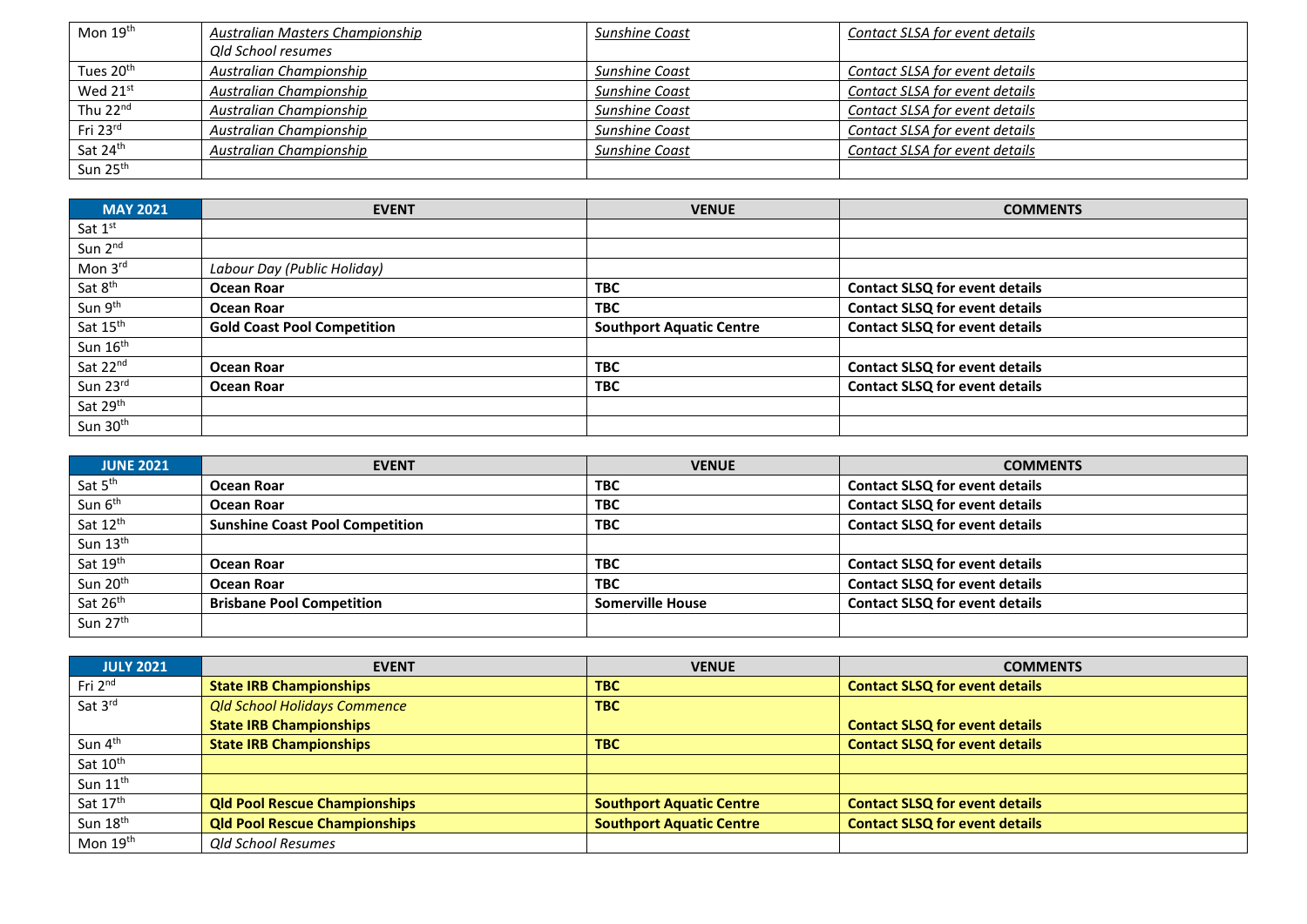| | | | |
|---|---|---|---|
| Mon 19th | *Australian Masters Championship*<br>*Qld School resumes* | *Sunshine Coast* | *Contact SLSA for event details* |
| Tues 20th | *Australian Championship* | *Sunshine Coast* | *Contact SLSA for event details* |
| Wed 21st | *Australian Championship* | *Sunshine Coast* | *Contact SLSA for event details* |
| Thu 22nd | *Australian Championship* | *Sunshine Coast* | *Contact SLSA for event details* |
| Fri 23rd | *Australian Championship* | *Sunshine Coast* | *Contact SLSA for event details* |
| Sat 24th | *Australian Championship* | *Sunshine Coast* | *Contact SLSA for event details* |
| Sun 25th | | | |

| MAY 2021 | EVENT | VENUE | COMMENTS |
|---|---|---|---|
| Sat 1st | | | |
| Sun 2nd | | | |
| Mon 3rd | *Labour Day (Public Holiday)* | | |
| Sat 8th | **Ocean Roar** | **TBC** | **Contact SLSQ for event details** |
| Sun 9th | **Ocean Roar** | **TBC** | **Contact SLSQ for event details** |
| Sat 15th | **Gold Coast Pool Competition** | **Southport Aquatic Centre** | **Contact SLSQ for event details** |
| Sun 16th | | | |
| Sat 22nd | **Ocean Roar** | **TBC** | **Contact SLSQ for event details** |
| Sun 23rd | **Ocean Roar** | **TBC** | **Contact SLSQ for event details** |
| Sat 29th | | | |
| Sun 30th | | | |

| JUNE 2021 | EVENT | VENUE | COMMENTS |
|---|---|---|---|
| Sat 5th | **Ocean Roar** | **TBC** | **Contact SLSQ for event details** |
| Sun 6th | **Ocean Roar** | **TBC** | **Contact SLSQ for event details** |
| Sat 12th | **Sunshine Coast Pool Competition** | **TBC** | **Contact SLSQ for event details** |
| Sun 13th | | | |
| Sat 19th | **Ocean Roar** | **TBC** | **Contact SLSQ for event details** |
| Sun 20th | **Ocean Roar** | **TBC** | **Contact SLSQ for event details** |
| Sat 26th | **Brisbane Pool Competition** | **Somerville House** | **Contact SLSQ for event details** |
| Sun 27th | | | |

| JULY 2021 | EVENT | VENUE | COMMENTS |
|---|---|---|---|
| Fri 2nd | **State IRB Championships** | **TBC** | **Contact SLSQ for event details** |
| Sat 3rd | *Qld School Holidays Commence*<br>**State IRB Championships** | **TBC** | **Contact SLSQ for event details** |
| Sun 4th | **State IRB Championships** | **TBC** | **Contact SLSQ for event details** |
| Sat 10th | | | |
| Sun 11th | | | |
| Sat 17th | **Qld Pool Rescue Championships** | **Southport Aquatic Centre** | **Contact SLSQ for event details** |
| Sun 18th | **Qld Pool Rescue Championships** | **Southport Aquatic Centre** | **Contact SLSQ for event details** |
| Mon 19th | *Qld School Resumes* | | |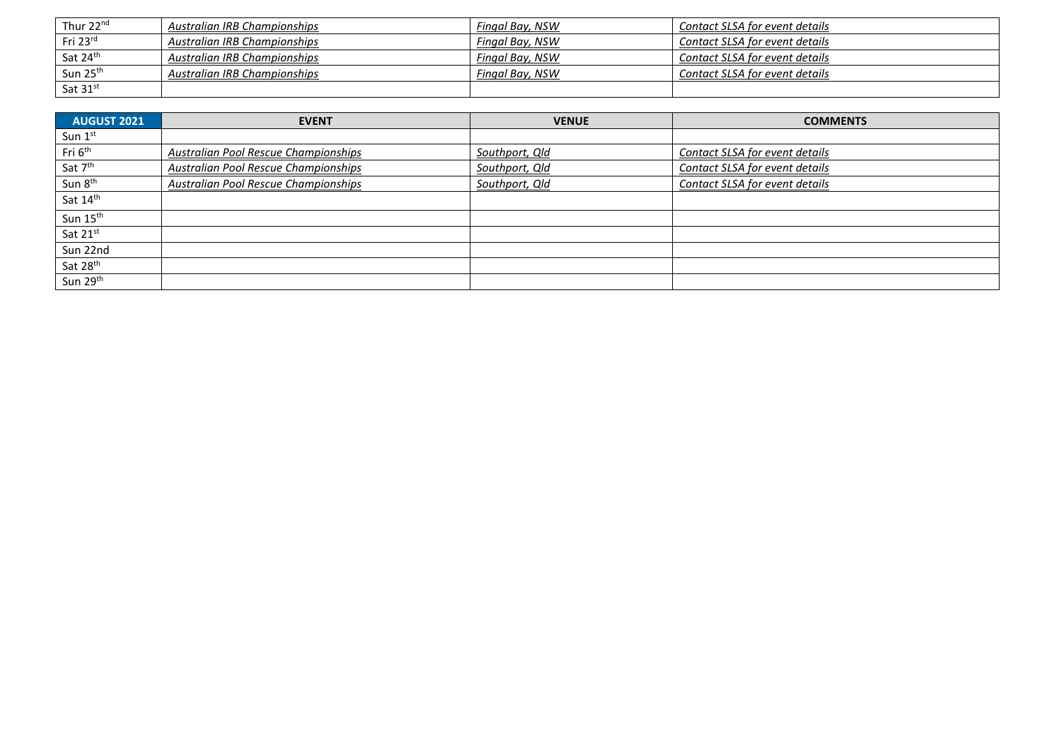| | | | |
|---|---|---|---|
| Thur 22nd | *Australian IRB Championships* | *Fingal Bay, NSW* | *Contact SLSA for event details* |
| Fri 23rd | *Australian IRB Championships* | *Fingal Bay, NSW* | *Contact SLSA for event details* |
| Sat 24th | *Australian IRB Championships* | *Fingal Bay, NSW* | *Contact SLSA for event details* |
| Sun 25th | *Australian IRB Championships* | *Fingal Bay, NSW* | *Contact SLSA for event details* |
| Sat 31st | | | |

| AUGUST 2021 | EVENT | VENUE | COMMENTS |
|---|---|---|---|
| Sun 1st | | | |
| Fri 6th | *Australian Pool Rescue Championships* | *Southport, Qld* | *Contact SLSA for event details* |
| Sat 7th | *Australian Pool Rescue Championships* | *Southport, Qld* | *Contact SLSA for event details* |
| Sun 8th | *Australian Pool Rescue Championships* | *Southport, Qld* | *Contact SLSA for event details* |
| Sat 14th | | | |
| Sun 15th | | | |
| Sat 21st | | | |
| Sun 22nd | | | |
| Sat 28th | | | |
| Sun 29th | | | |